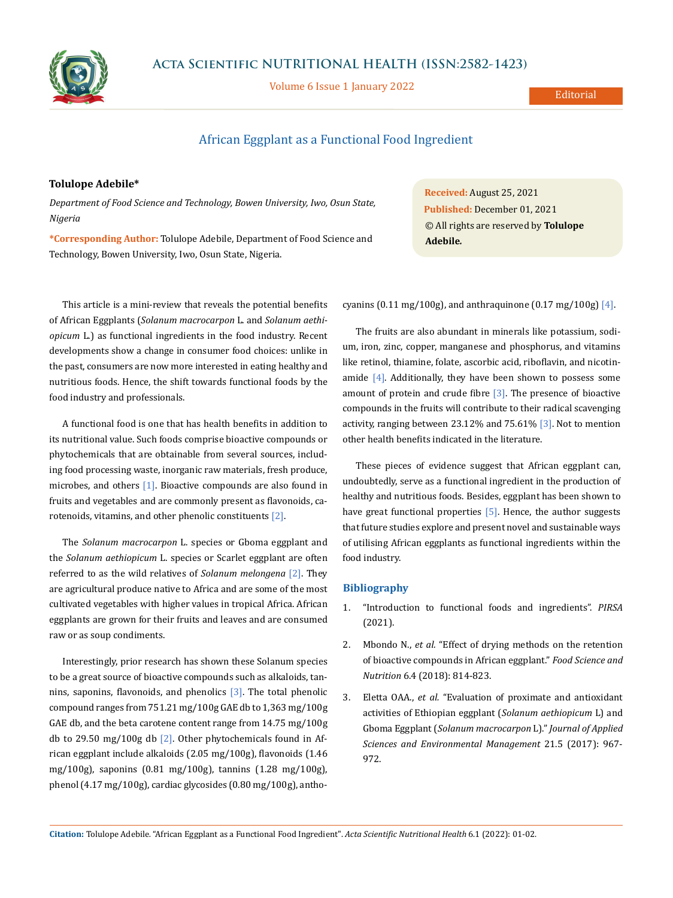Editorial

# African Eggplant as a Functional Food Ingredient

**Tolulope Adebile***

*Department of Food Science and Technology, Bowen University, Iwo, Osun State, Nigeria*

**\*Corresponding Author:** Tolulope Adebile, Department of Food Science and Technology, Bowen University, Iwo, Osun State, Nigeria.

**Received:** August 25, 2021
**Published:** December 01, 2021
© All rights are reserved by **Tolulope Adebile.**

This article is a mini-review that reveals the potential benefits of African Eggplants (*Solanum macrocarpon* L. and *Solanum aethiopicum* L.) as functional ingredients in the food industry. Recent developments show a change in consumer food choices: unlike in the past, consumers are now more interested in eating healthy and nutritious foods. Hence, the shift towards functional foods by the food industry and professionals.

A functional food is one that has health benefits in addition to its nutritional value. Such foods comprise bioactive compounds or phytochemicals that are obtainable from several sources, including food processing waste, inorganic raw materials, fresh produce, microbes, and others [1]. Bioactive compounds are also found in fruits and vegetables and are commonly present as flavonoids, carotenoids, vitamins, and other phenolic constituents [2].

The *Solanum macrocarpon* L. species or Gboma eggplant and the *Solanum aethiopicum* L. species or Scarlet eggplant are often referred to as the wild relatives of *Solanum melongena* [2]. They are agricultural produce native to Africa and are some of the most cultivated vegetables with higher values in tropical Africa. African eggplants are grown for their fruits and leaves and are consumed raw or as soup condiments.

Interestingly, prior research has shown these Solanum species to be a great source of bioactive compounds such as alkaloids, tannins, saponins, flavonoids, and phenolics [3]. The total phenolic compound ranges from 751.21 mg/100g GAE db to 1,363 mg/100g GAE db, and the beta carotene content range from 14.75 mg/100g db to 29.50 mg/100g db [2]. Other phytochemicals found in African eggplant include alkaloids (2.05 mg/100g), flavonoids (1.46 mg/100g), saponins (0.81 mg/100g), tannins (1.28 mg/100g), phenol (4.17 mg/100g), cardiac glycosides (0.80 mg/100g), anthocyanins (0.11 mg/100g), and anthraquinone (0.17 mg/100g) [4].

The fruits are also abundant in minerals like potassium, sodium, iron, zinc, copper, manganese and phosphorus, and vitamins like retinol, thiamine, folate, ascorbic acid, riboflavin, and nicotinamide [4]. Additionally, they have been shown to possess some amount of protein and crude fibre [3]. The presence of bioactive compounds in the fruits will contribute to their radical scavenging activity, ranging between 23.12% and 75.61% [3]. Not to mention other health benefits indicated in the literature.

These pieces of evidence suggest that African eggplant can, undoubtedly, serve as a functional ingredient in the production of healthy and nutritious foods. Besides, eggplant has been shown to have great functional properties [5]. Hence, the author suggests that future studies explore and present novel and sustainable ways of utilising African eggplants as functional ingredients within the food industry.

## Bibliography

1. "Introduction to functional foods and ingredients". *PIRSA* (2021).
2. Mbondo N., *et al.* "Effect of drying methods on the retention of bioactive compounds in African eggplant." *Food Science and Nutrition* 6.4 (2018): 814-823.
3. Eletta OAA., *et al.* "Evaluation of proximate and antioxidant activities of Ethiopian eggplant (*Solanum aethiopicum* L) and Gboma Eggplant (*Solanum macrocarpon* L)." *Journal of Applied Sciences and Environmental Management* 21.5 (2017): 967-972.

**Citation:** Tolulope Adebile. "African Eggplant as a Functional Food Ingredient". *Acta Scientific Nutritional Health* 6.1 (2022): 01-02.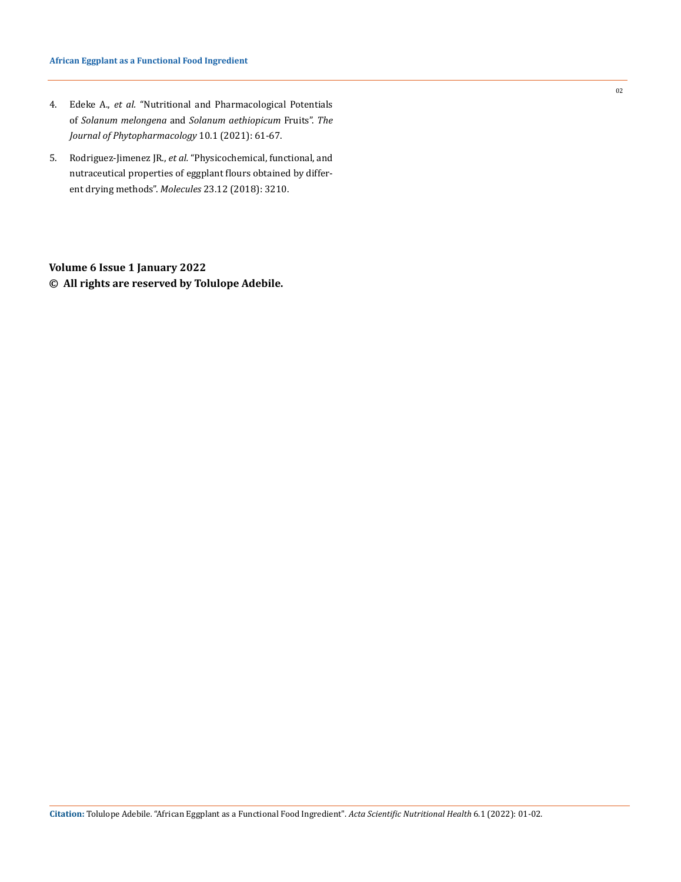4. Edeke A., *et al.* "Nutritional and Pharmacological Potentials of *Solanum melongena* and *Solanum aethiopicum* Fruits". *The Journal of Phytopharmacology* 10.1 (2021): 61-67.
5. Rodriguez-Jimenez JR., *et al.* "Physicochemical, functional, and nutraceutical properties of eggplant flours obtained by different drying methods". *Molecules* 23.12 (2018): 3210.

**Volume 6 Issue 1 January 2022**
**© All rights are reserved by Tolulope Adebile.**